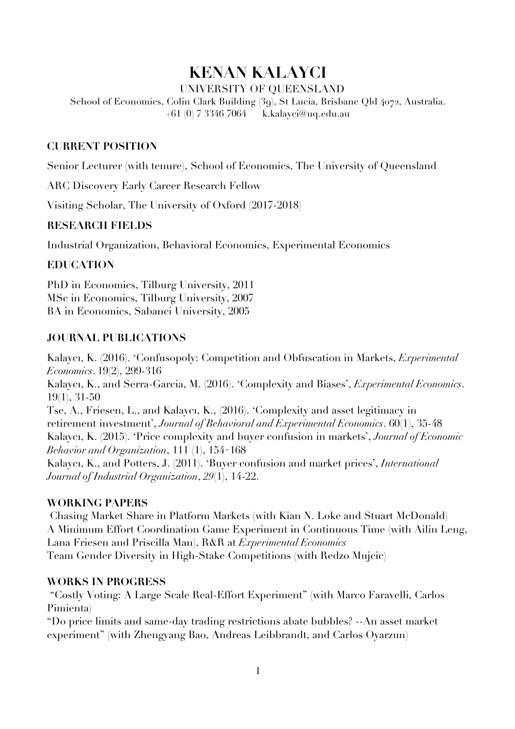# KENAN KALAYCI

UNIVERSITY OF QUEENSLAND

School of Economics, Colin Clark Building (39), St Lucia, Brisbane Qld 4072, Australia.

+61 (0) 7 3346 7064 k.kalayci@uq.edu.au

## CURRENT POSITION

Senior Lecturer (with tenure), School of Economics, The University of Queensland

ARC Discovery Early Career Research Fellow

Visiting Scholar, The University of Oxford (2017-2018)

## RESEARCH FIELDS

Industrial Organization, Behavioral Economics, Experimental Economics

## EDUCATION

PhD in Economics, Tilburg University, 2011
MSc in Economics, Tilburg University, 2007
BA in Economics, Sabanci University, 2005

## JOURNAL PUBLICATIONS

Kalaycı, K. (2016). 'Confusopoly: Competition and Obfuscation in Markets, *Experimental Economics*. 19(2), 299-316

Kalaycı, K., and Serra-Garcia, M. (2016). 'Complexity and Biases', *Experimental Economics*. 19(1), 31-50

Tse, A., Friesen, L., and Kalaycı, K., (2016). 'Complexity and asset legitimacy in retirement investment', *Journal of Behavioral and Experimental Economics*. 60(1), 35-48

Kalaycı, K. (2015). 'Price complexity and buyer confusion in markets', *Journal of Economic Behavior and Organization*, 111 (1), 154-168

Kalaycı, K., and Potters, J. (2011). 'Buyer confusion and market prices', *International Journal of Industrial Organization*, *29*(1), 14-22.

## WORKING PAPERS

Chasing Market Share in Platform Markets (with Kian N. Loke and Stuart McDonald)

A Minimum Effort Coordination Game Experiment in Continuous Time (with Ailin Leng, Lana Friesen and Priscilla Man), R&R at *Experimental Economics*

Team Gender Diversity in High-Stake Competitions (with Redzo Mujcic)

## WORKS IN PROGRESS

"Costly Voting: A Large Scale Real-Effort Experiment" (with Marco Faravelli, Carlos Pimienta)

"Do price limits and same-day trading restrictions abate bubbles? --An asset market experiment" (with Zhengyang Bao, Andreas Leibbrandt, and Carlos Oyarzun)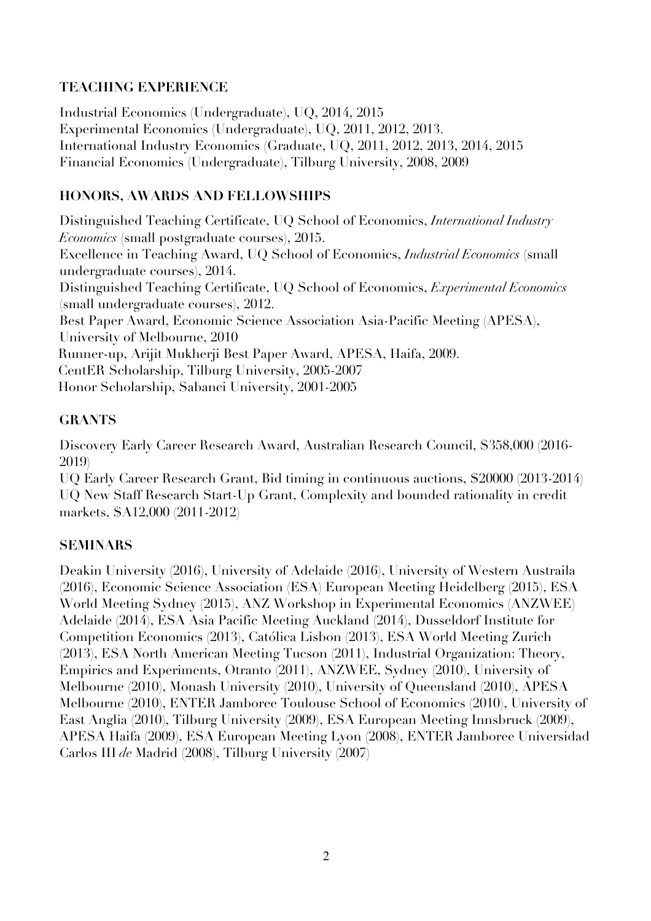## TEACHING EXPERIENCE

Industrial Economics (Undergraduate), UQ, 2014, 2015
Experimental Economics (Undergraduate), UQ, 2011, 2012, 2013.
International Industry Economics (Graduate, UQ, 2011, 2012, 2013, 2014, 2015
Financial Economics (Undergraduate), Tilburg University, 2008, 2009

## HONORS, AWARDS AND FELLOWSHIPS

Distinguished Teaching Certificate, UQ School of Economics, *International Industry Economics* (small postgraduate courses), 2015.
Excellence in Teaching Award, UQ School of Economics, *Industrial Economics* (small undergraduate courses), 2014.
Distinguished Teaching Certificate, UQ School of Economics, *Experimental Economics* (small undergraduate courses), 2012.
Best Paper Award, Economic Science Association Asia-Pacific Meeting (APESA), University of Melbourne, 2010
Runner-up, Arijit Mukherji Best Paper Award, APESA, Haifa, 2009.
CentER Scholarship, Tilburg University, 2005-2007
Honor Scholarship, Sabanci University, 2001-2005

## GRANTS

Discovery Early Career Research Award, Australian Research Council, $358,000 (2016-2019)
UQ Early Career Research Grant, Bid timing in continuous auctions, $20000 (2013-2014)
UQ New Staff Research Start-Up Grant, Complexity and bounded rationality in credit markets, $A12,000 (2011-2012)

## SEMINARS

Deakin University (2016), University of Adelaide (2016), University of Western Austraila (2016), Economic Science Association (ESA) European Meeting Heidelberg (2015), ESA World Meeting Sydney (2015), ANZ Workshop in Experimental Economics (ANZWEE) Adelaide (2014), ESA Asia Pacific Meeting Auckland (2014), Dusseldorf Institute for Competition Economics (2013), Católica Lisbon (2013), ESA World Meeting Zurich (2013), ESA North American Meeting Tucson (2011), Industrial Organization: Theory, Empirics and Experiments, Otranto (2011), ANZWEE, Sydney (2010), University of Melbourne (2010), Monash University (2010), University of Queensland (2010), APESA Melbourne (2010), ENTER Jamboree Toulouse School of Economics (2010), University of East Anglia (2010), Tilburg University (2009), ESA European Meeting Innsbruck (2009), APESA Haifa (2009), ESA European Meeting Lyon (2008), ENTER Jamboree Universidad Carlos III *de* Madrid (2008), Tilburg University (2007)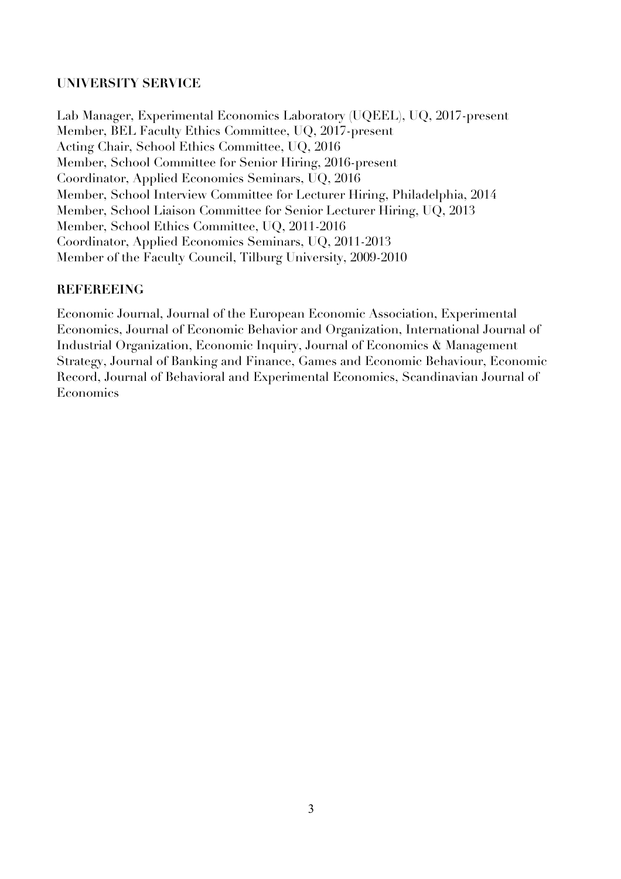## UNIVERSITY SERVICE

Lab Manager, Experimental Economics Laboratory (UQEEL), UQ, 2017-present
Member, BEL Faculty Ethics Committee, UQ, 2017-present
Acting Chair, School Ethics Committee, UQ, 2016
Member, School Committee for Senior Hiring, 2016-present
Coordinator, Applied Economics Seminars, UQ, 2016
Member, School Interview Committee for Lecturer Hiring, Philadelphia, 2014
Member, School Liaison Committee for Senior Lecturer Hiring, UQ, 2013
Member, School Ethics Committee, UQ, 2011-2016
Coordinator, Applied Economics Seminars, UQ, 2011-2013
Member of the Faculty Council, Tilburg University, 2009-2010

## REFEREEING

Economic Journal, Journal of the European Economic Association, Experimental Economics, Journal of Economic Behavior and Organization, International Journal of Industrial Organization, Economic Inquiry, Journal of Economics & Management Strategy, Journal of Banking and Finance, Games and Economic Behaviour, Economic Record, Journal of Behavioral and Experimental Economics, Scandinavian Journal of Economics